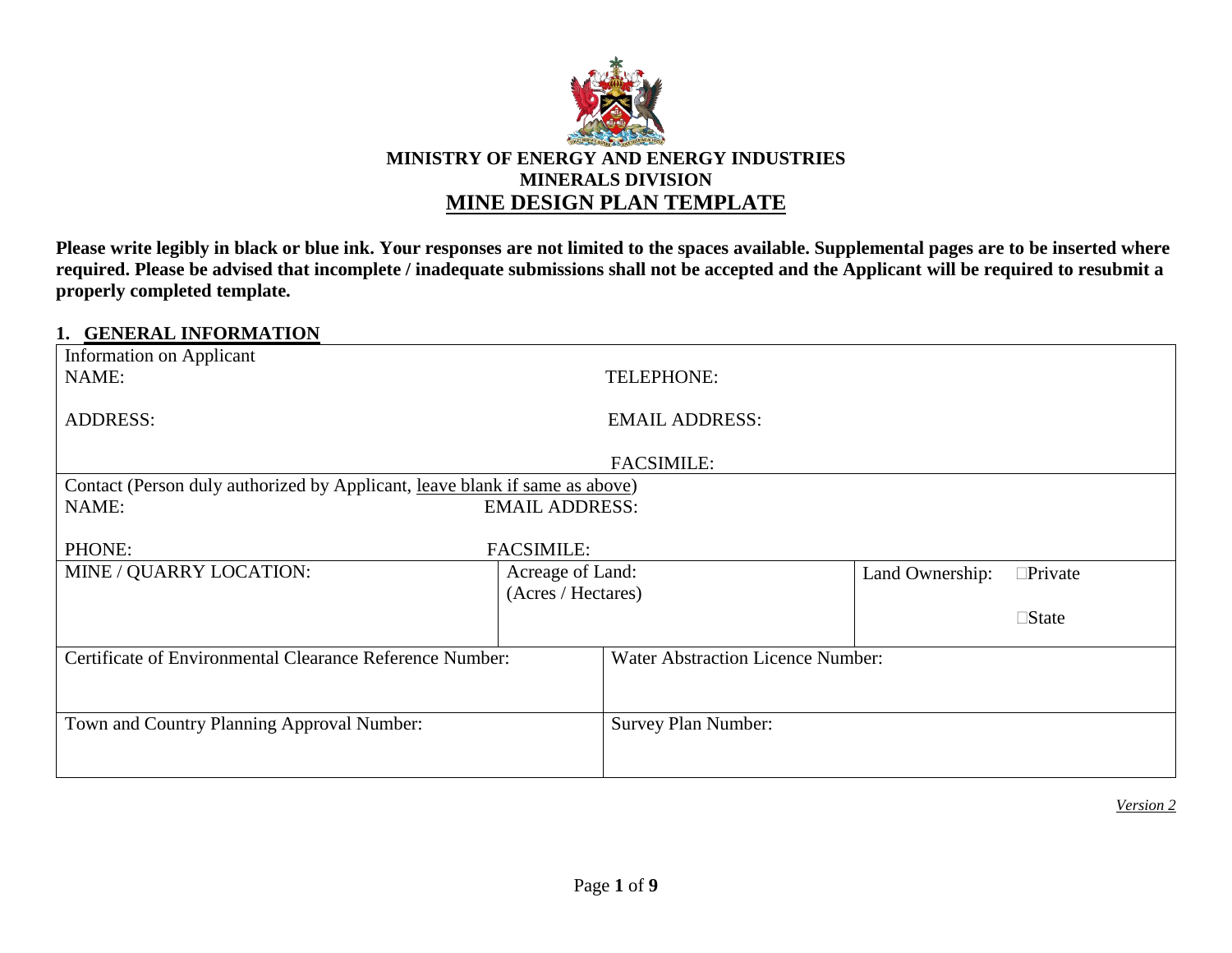**MINISTRY OF ENERGY AND ENERGY INDUSTRIES**
**MINERALS DIVISION**

# MINE DESIGN PLAN TEMPLATE

**Please write legibly in black or blue ink. Your responses are not limited to the spaces available. Supplemental pages are to be inserted where required. Please be advised that incomplete / inadequate submissions shall not be accepted and the Applicant will be required to resubmit a properly completed template.**

## 1. GENERAL INFORMATION

| | | |
|---|---|---|
| Information on Applicant<br>NAME:<br><br>ADDRESS: | TELEPHONE:<br><br>EMAIL ADDRESS:<br><br>FACSIMILE: | |
| Contact (Person duly authorized by Applicant, leave blank if same as above)<br>NAME:<br><br>PHONE: | EMAIL ADDRESS:<br><br>FACSIMILE: | |
| MINE / QUARRY LOCATION: | Acreage of Land:<br>(Acres / Hectares) | Land Ownership: ☐Private<br><br>☐State |
| Certificate of Environmental Clearance Reference Number: | Water Abstraction Licence Number: | |
| Town and Country Planning Approval Number: | Survey Plan Number: | |

*Version 2*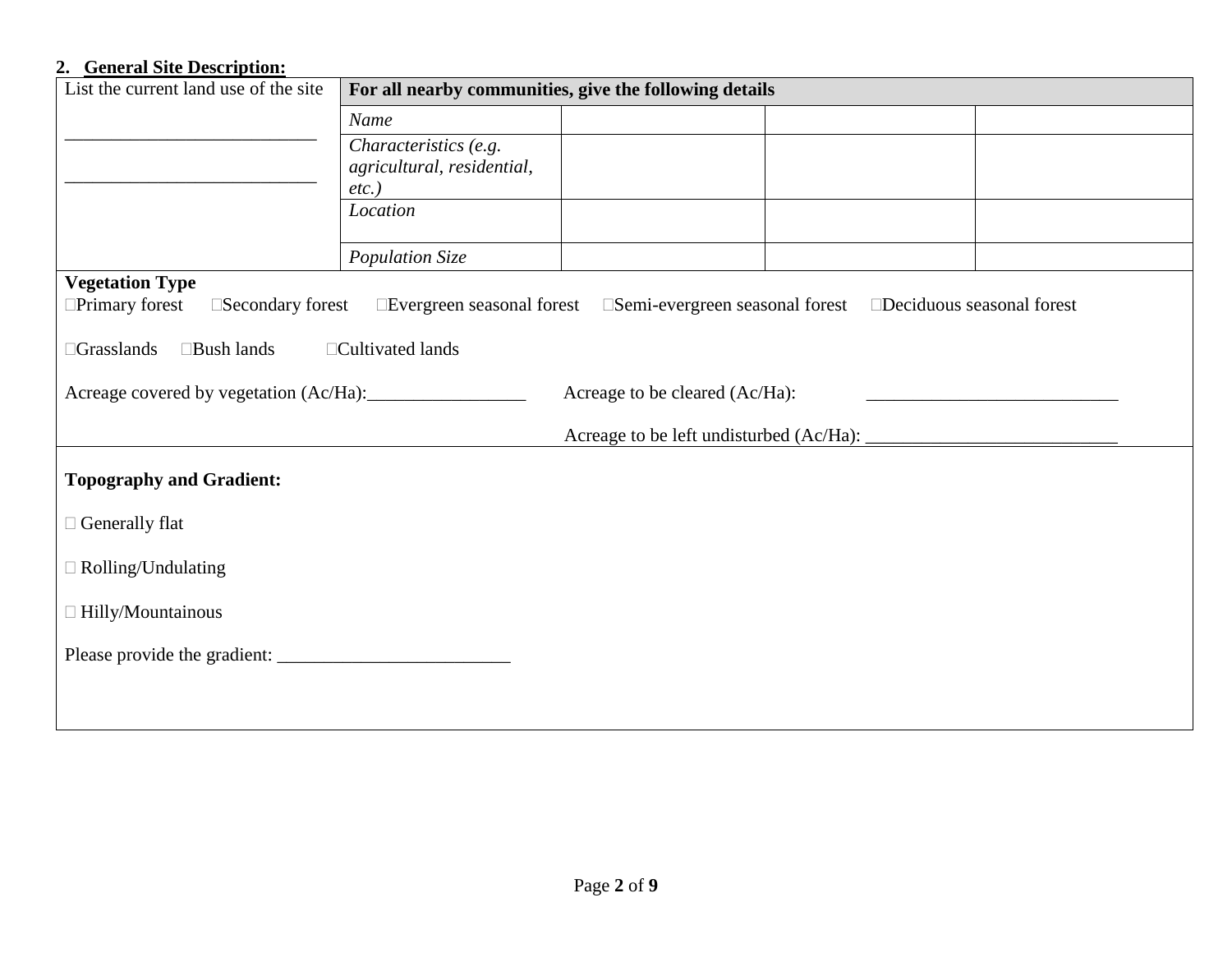## 2. General Site Description:

| List the current land use of the site | **For all nearby communities, give the following details** | | | |
|---|---|---|---|---|
| ___________________________ | *Name* | | | |
| ___________________________ | *Characteristics (e.g. agricultural, residential, etc.)* | | | |
| | *Location* | | | |
| | *Population Size* | | | |

**Vegetation Type**

☐Primary forest ☐Secondary forest ☐Evergreen seasonal forest ☐Semi-evergreen seasonal forest ☐Deciduous seasonal forest

☐Grasslands ☐Bush lands ☐Cultivated lands

Acreage covered by vegetation (Ac/Ha):_________________ Acreage to be cleared (Ac/Ha): ___________________________

Acreage to be left undisturbed (Ac/Ha): ___________________________

**Topography and Gradient:**

☐ Generally flat

☐ Rolling/Undulating

☐ Hilly/Mountainous

Please provide the gradient: _________________________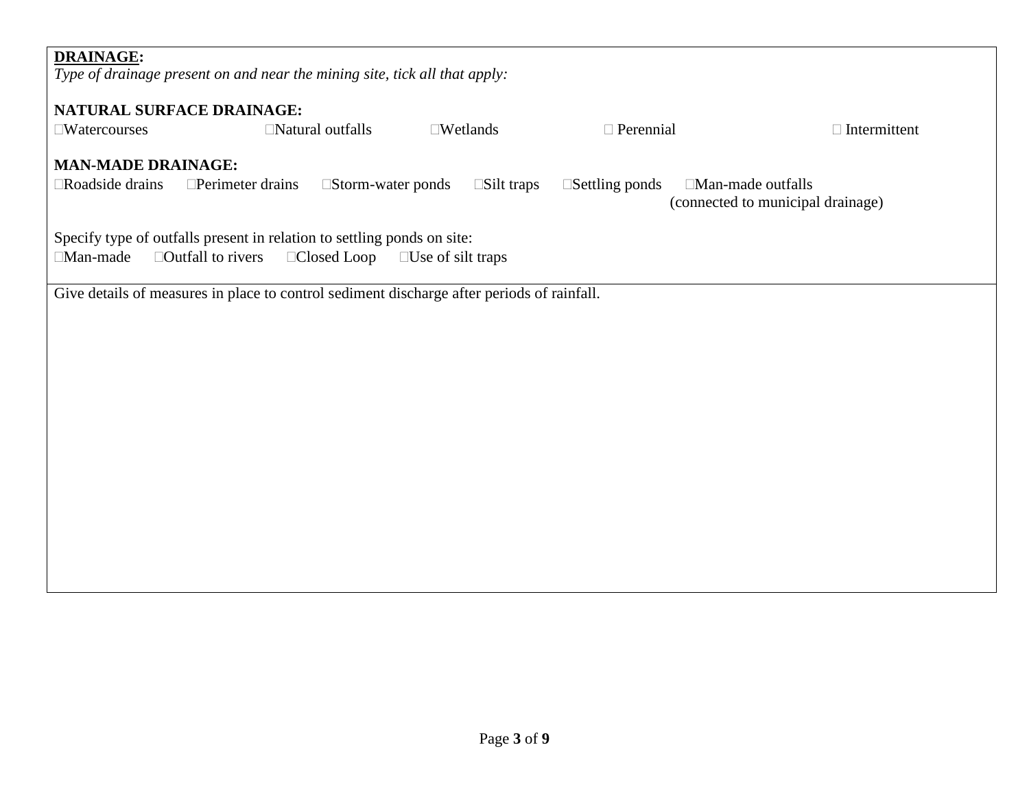**<u>DRAINAGE</u>:**

*Type of drainage present on and near the mining site, tick all that apply:*

**NATURAL SURFACE DRAINAGE:**

☐Watercourses ☐Natural outfalls ☐Wetlands ☐ Perennial ☐ Intermittent

**MAN-MADE DRAINAGE:**

☐Roadside drains ☐Perimeter drains ☐Storm-water ponds ☐Silt traps ☐Settling ponds ☐Man-made outfalls (connected to municipal drainage)

Specify type of outfalls present in relation to settling ponds on site:

☐Man-made ☐Outfall to rivers ☐Closed Loop ☐Use of silt traps

Give details of measures in place to control sediment discharge after periods of rainfall.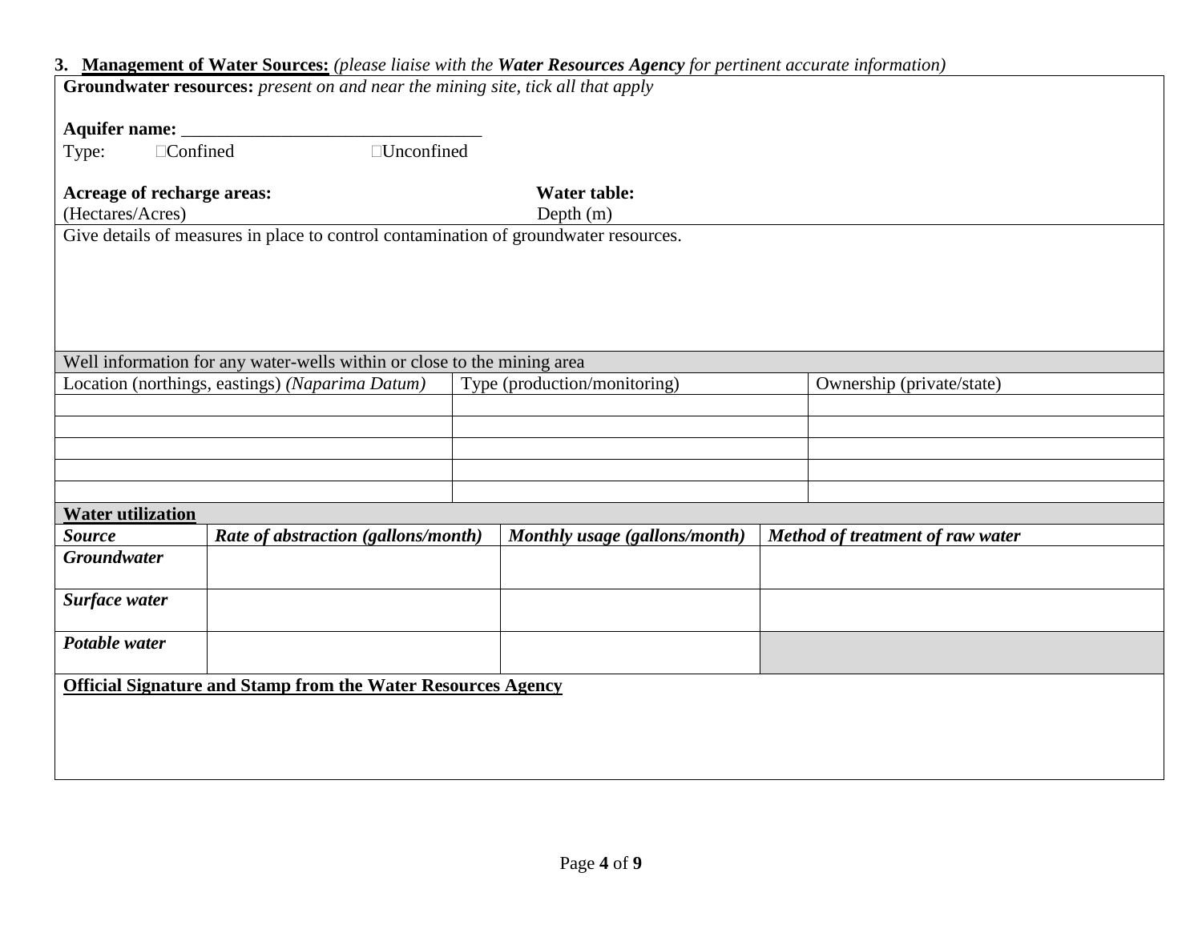### 3. **Management of Water Sources:** *(please liaise with the **Water Resources Agency** for pertinent accurate information)*

**Groundwater resources:** *present on and near the mining site, tick all that apply*

**Aquifer name:** _________________________________

Type: ☐Confined ☐Unconfined

**Acreage of recharge areas:**
(Hectares/Acres)

**Water table:**
Depth (m)

Give details of measures in place to control contamination of groundwater resources.

| Well information for any water-wells within or close to the mining area | | |
|---|---|---|
| Location (northings, eastings) *(Naparima Datum)* | Type (production/monitoring) | Ownership (private/state) |
| | | |
| | | |
| | | |
| | | |
| | | |

**Water utilization**

| *Source* | *Rate of abstraction (gallons/month)* | *Monthly usage (gallons/month)* | *Method of treatment of raw water* |
|---|---|---|---|
| ***Groundwater*** | | | |
| ***Surface water*** | | | |
| ***Potable water*** | | | |

**Official Signature and Stamp from the Water Resources Agency**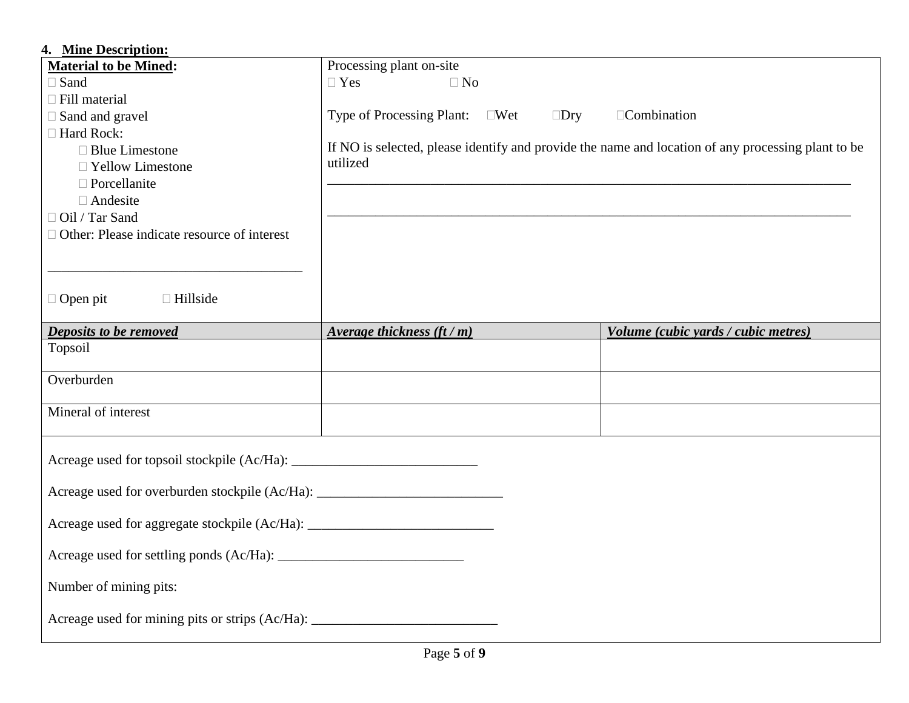## 4. Mine Description:

**Material to be Mined:**

- ☐ Sand
- ☐ Fill material
- ☐ Sand and gravel
- ☐ Hard Rock:
  - ☐ Blue Limestone
  - ☐ Yellow Limestone
  - ☐ Porcellanite
  - ☐ Andesite
- ☐ Oil / Tar Sand
- ☐ Other: Please indicate resource of interest

_____________________________________

☐ Open pit ☐ Hillside

Processing plant on-site

☐ Yes ☐ No

Type of Processing Plant: ☐Wet ☐Dry ☐Combination

If NO is selected, please identify and provide the name and location of any processing plant to be utilized

_____________________________________________________________________________

_____________________________________________________________________________

| *Deposits to be removed* | *Average thickness (ft / m)* | *Volume (cubic yards / cubic metres)* |
|---|---|---|
| Topsoil | | |
| Overburden | | |
| Mineral of interest | | |

Acreage used for topsoil stockpile (Ac/Ha): ___________________________

Acreage used for overburden stockpile (Ac/Ha): ___________________________

Acreage used for aggregate stockpile (Ac/Ha): ___________________________

Acreage used for settling ponds (Ac/Ha): ___________________________

Number of mining pits:

Acreage used for mining pits or strips (Ac/Ha): ___________________________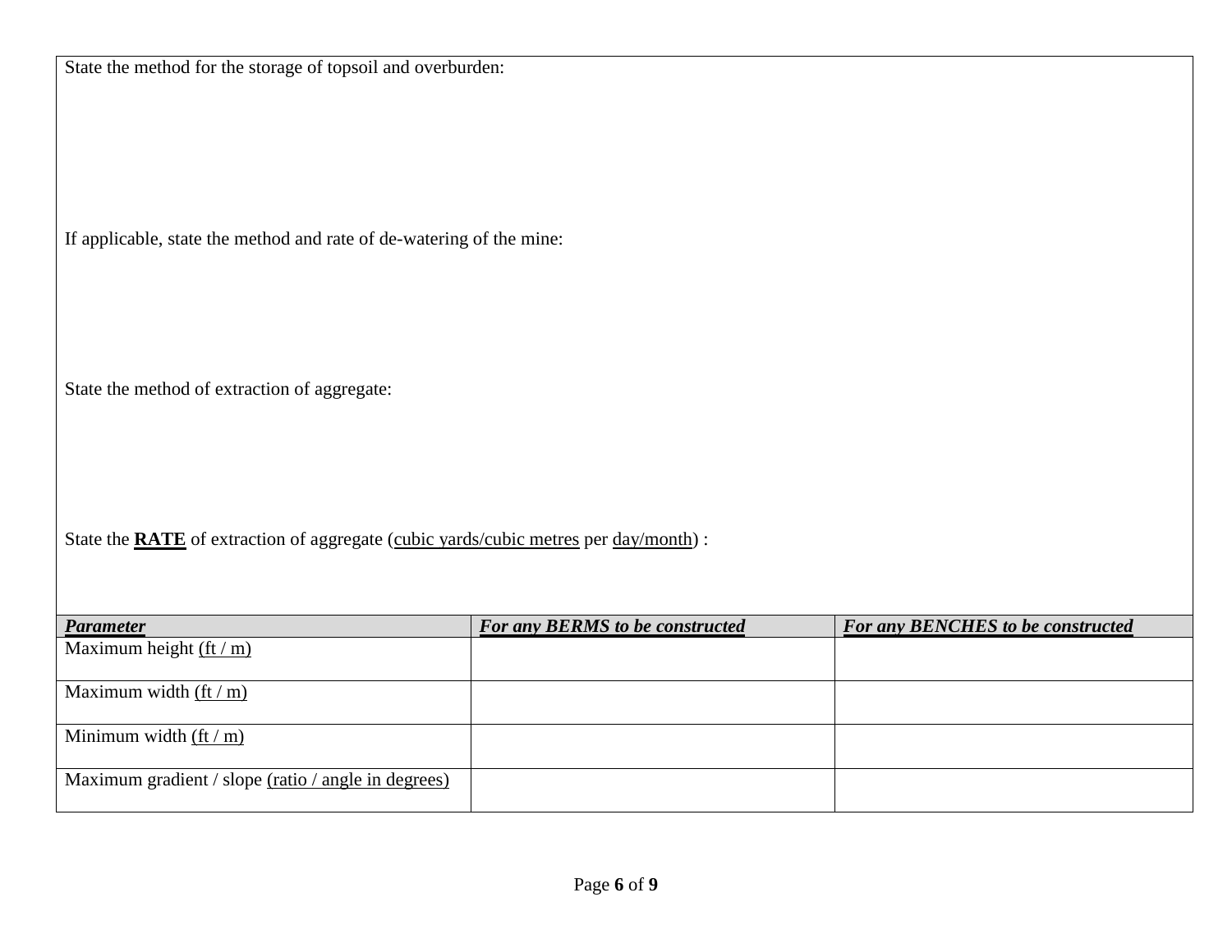State the method for the storage of topsoil and overburden:

If applicable, state the method and rate of de-watering of the mine:

State the method of extraction of aggregate:

State the **RATE** of extraction of aggregate (<u>cubic yards/cubic metres</u> per <u>day/month</u>) :

| ***Parameter*** | ***For any BERMS to be constructed*** | ***For any BENCHES to be constructed*** |
| --- | --- | --- |
| Maximum height <u>(ft / m)</u> | | |
| Maximum width <u>(ft / m)</u> | | |
| Minimum width <u>(ft / m)</u> | | |
| Maximum gradient / slope <u>(ratio / angle in degrees)</u> | | |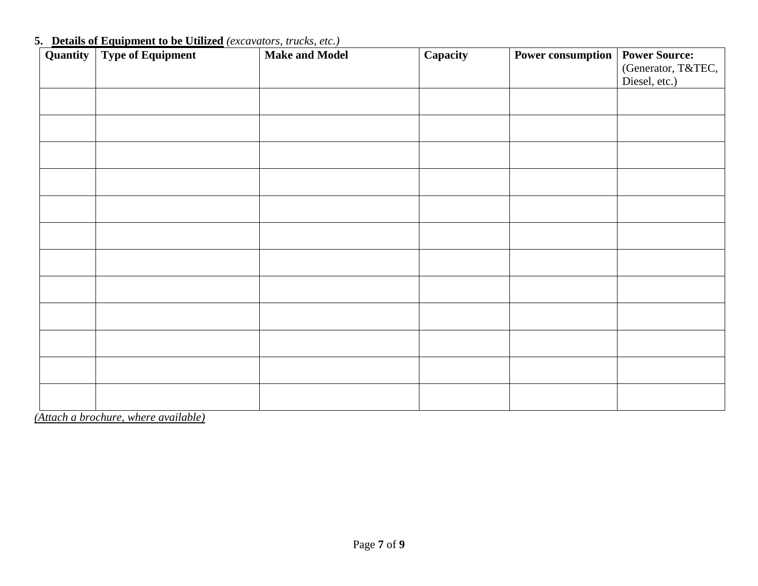5. **<u>Details of Equipment to be Utilized</u>** *(excavators, trucks, etc.)*

| **Quantity** | **Type of Equipment** | **Make and Model** | **Capacity** | **Power consumption** | **Power Source:** (Generator, T&TEC, Diesel, etc.) |
|---|---|---|---|---|---|
| | | | | | |
| | | | | | |
| | | | | | |
| | | | | | |
| | | | | | |
| | | | | | |
| | | | | | |
| | | | | | |
| | | | | | |
| | | | | | |
| | | | | | |
| | | | | | |

*<u>(Attach a brochure, where available)</u>*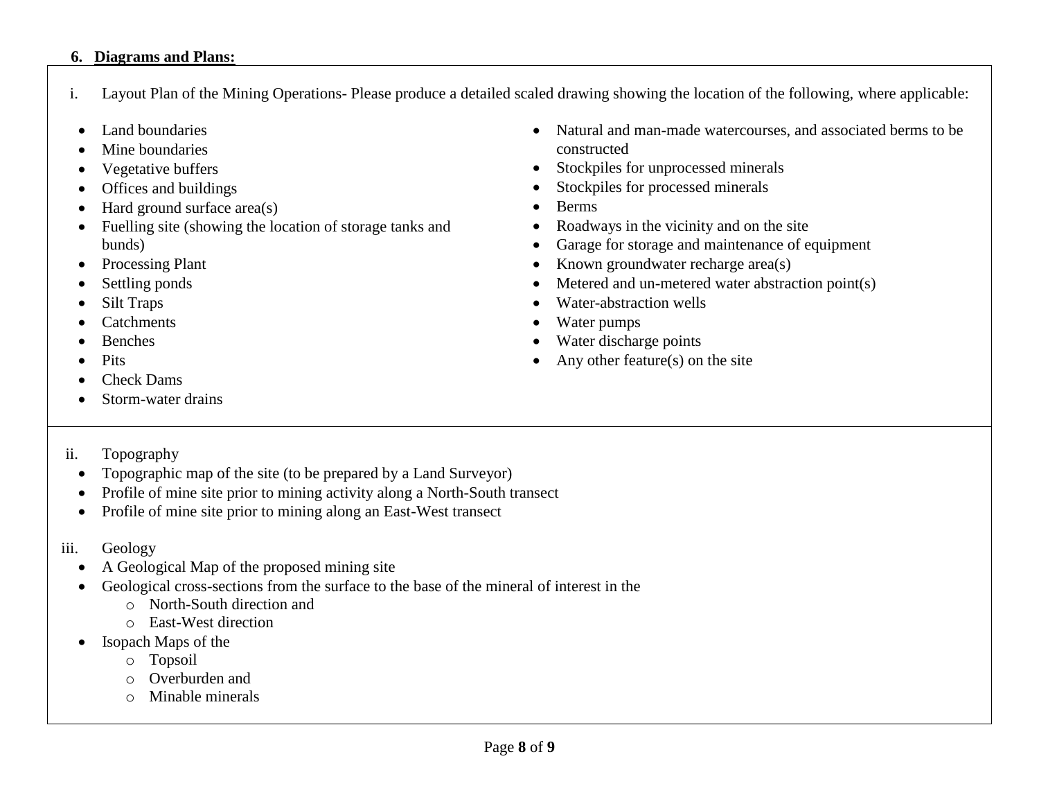## 6. Diagrams and Plans:

i. Layout Plan of the Mining Operations- Please produce a detailed scaled drawing showing the location of the following, where applicable:

- Land boundaries
- Mine boundaries
- Vegetative buffers
- Offices and buildings
- Hard ground surface area(s)
- Fuelling site (showing the location of storage tanks and bunds)
- Processing Plant
- Settling ponds
- Silt Traps
- Catchments
- Benches
- Pits
- Check Dams
- Storm-water drains
- Natural and man-made watercourses, and associated berms to be constructed
- Stockpiles for unprocessed minerals
- Stockpiles for processed minerals
- Berms
- Roadways in the vicinity and on the site
- Garage for storage and maintenance of equipment
- Known groundwater recharge area(s)
- Metered and un-metered water abstraction point(s)
- Water-abstraction wells
- Water pumps
- Water discharge points
- Any other feature(s) on the site

ii. Topography

- Topographic map of the site (to be prepared by a Land Surveyor)
- Profile of mine site prior to mining activity along a North-South transect
- Profile of mine site prior to mining along an East-West transect

iii. Geology

- A Geological Map of the proposed mining site
- Geological cross-sections from the surface to the base of the mineral of interest in the
  - North-South direction and
  - East-West direction
- Isopach Maps of the
  - Topsoil
  - Overburden and
  - Minable minerals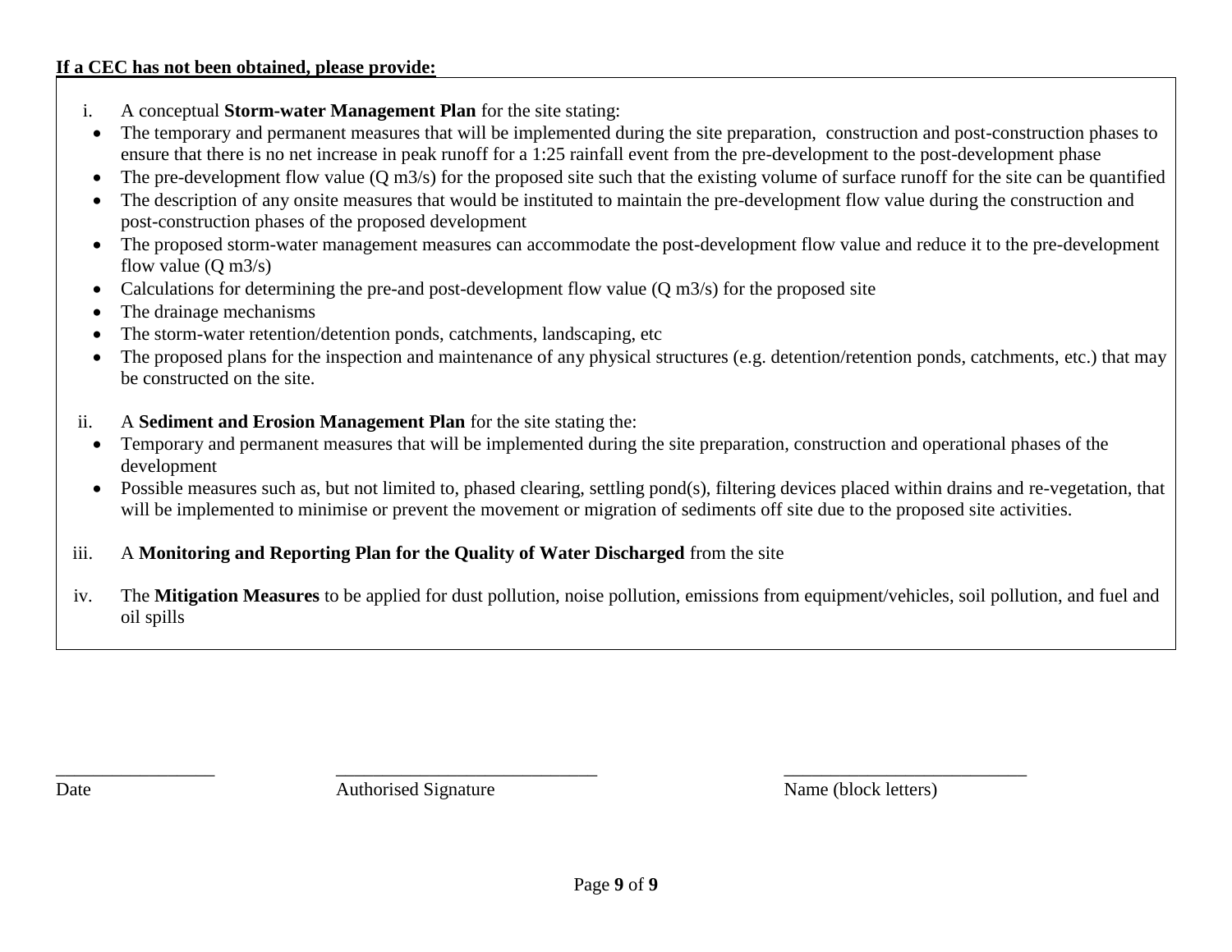**If a CEC has not been obtained, please provide:**

i. A conceptual **Storm-water Management Plan** for the site stating:

- The temporary and permanent measures that will be implemented during the site preparation, construction and post-construction phases to ensure that there is no net increase in peak runoff for a 1:25 rainfall event from the pre-development to the post-development phase
- The pre-development flow value (Q m3/s) for the proposed site such that the existing volume of surface runoff for the site can be quantified
- The description of any onsite measures that would be instituted to maintain the pre-development flow value during the construction and post-construction phases of the proposed development
- The proposed storm-water management measures can accommodate the post-development flow value and reduce it to the pre-development flow value (Q m3/s)
- Calculations for determining the pre-and post-development flow value (Q m3/s) for the proposed site
- The drainage mechanisms
- The storm-water retention/detention ponds, catchments, landscaping, etc
- The proposed plans for the inspection and maintenance of any physical structures (e.g. detention/retention ponds, catchments, etc.) that may be constructed on the site.

ii. A **Sediment and Erosion Management Plan** for the site stating the:

- Temporary and permanent measures that will be implemented during the site preparation, construction and operational phases of the development
- Possible measures such as, but not limited to, phased clearing, settling pond(s), filtering devices placed within drains and re-vegetation, that will be implemented to minimise or prevent the movement or migration of sediments off site due to the proposed site activities.

iii. A **Monitoring and Reporting Plan for the Quality of Water Discharged** from the site

iv. The **Mitigation Measures** to be applied for dust pollution, noise pollution, emissions from equipment/vehicles, soil pollution, and fuel and oil spills

_________________ Date

_____________________________ Authorised Signature

__________________________ Name (block letters)